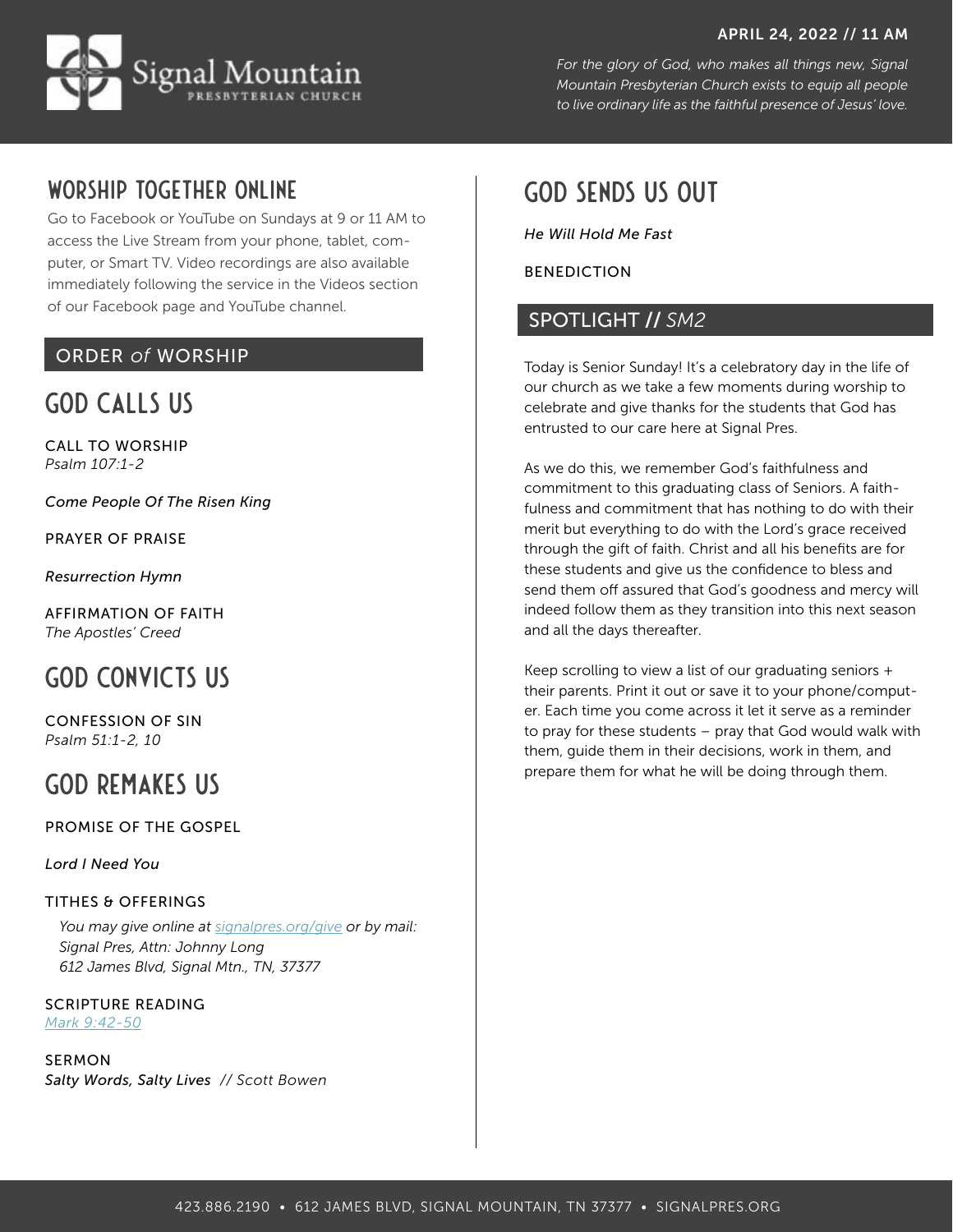# Signal Mountain Presbyterian Church

**APRIL 24, 2022 // 11 AM**

*For the glory of God, who makes all things new, Signal Mountain Presbyterian Church exists to equip all people to live ordinary life as the faithful presence of Jesus' love.*

## WORSHIP TOGETHER ONLINE

Go to Facebook or YouTube on Sundays at 9 or 11 AM to access the Live Stream from your phone, tablet, computer, or Smart TV. Video recordings are also available immediately following the service in the Videos section of our Facebook page and YouTube channel.

## ORDER *of* WORSHIP

### GOD CALLS US

CALL TO WORSHIP
*Psalm 107:1-2*

*Come People Of The Risen King*

PRAYER OF PRAISE

*Resurrection Hymn*

AFFIRMATION OF FAITH
*The Apostles' Creed*

### GOD CONVICTS US

CONFESSION OF SIN
*Psalm 51:1-2, 10*

### GOD REMAKES US

PROMISE OF THE GOSPEL

*Lord I Need You*

TITHES & OFFERINGS

*You may give online at signalpres.org/give or by mail:*
*Signal Pres, Attn: Johnny Long*
*612 James Blvd, Signal Mtn., TN, 37377*

SCRIPTURE READING
*Mark 9:42-50*

SERMON
*Salty Words, Salty Lives // Scott Bowen*

### GOD SENDS US OUT

*He Will Hold Me Fast*

BENEDICTION

## SPOTLIGHT // *SM2*

Today is Senior Sunday! It's a celebratory day in the life of our church as we take a few moments during worship to celebrate and give thanks for the students that God has entrusted to our care here at Signal Pres.

As we do this, we remember God's faithfulness and commitment to this graduating class of Seniors. A faithfulness and commitment that has nothing to do with their merit but everything to do with the Lord's grace received through the gift of faith. Christ and all his benefits are for these students and give us the confidence to bless and send them off assured that God's goodness and mercy will indeed follow them as they transition into this next season and all the days thereafter.

Keep scrolling to view a list of our graduating seniors + their parents. Print it out or save it to your phone/computer. Each time you come across it let it serve as a reminder to pray for these students – pray that God would walk with them, guide them in their decisions, work in them, and prepare them for what he will be doing through them.

423.886.2190 • 612 JAMES BLVD, SIGNAL MOUNTAIN, TN 37377 • SIGNALPRES.ORG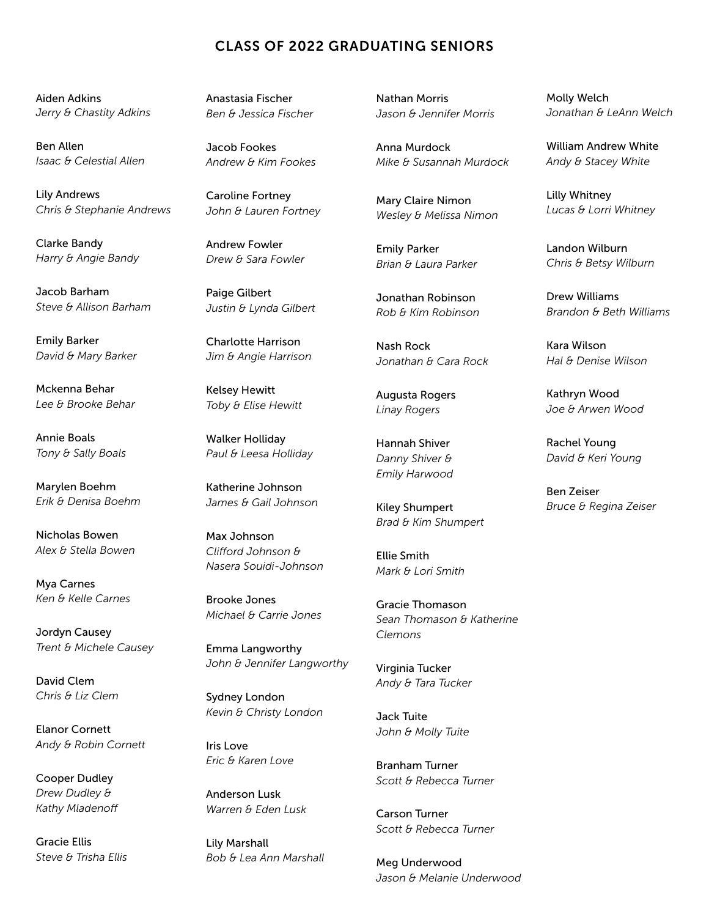## CLASS OF 2022 GRADUATING SENIORS

Aiden Adkins
*Jerry & Chastity Adkins*

Ben Allen
*Isaac & Celestial Allen*

Lily Andrews
*Chris & Stephanie Andrews*

Clarke Bandy
*Harry & Angie Bandy*

Jacob Barham
*Steve & Allison Barham*

Emily Barker
*David & Mary Barker*

Mckenna Behar
*Lee & Brooke Behar*

Annie Boals
*Tony & Sally Boals*

Marylen Boehm
*Erik & Denisa Boehm*

Nicholas Bowen
*Alex & Stella Bowen*

Mya Carnes
*Ken & Kelle Carnes*

Jordyn Causey
*Trent & Michele Causey*

David Clem
*Chris & Liz Clem*

Elanor Cornett
*Andy & Robin Cornett*

Cooper Dudley
*Drew Dudley & Kathy Mladenoff*

Gracie Ellis
*Steve & Trisha Ellis*

Anastasia Fischer
*Ben & Jessica Fischer*

Jacob Fookes
*Andrew & Kim Fookes*

Caroline Fortney
*John & Lauren Fortney*

Andrew Fowler
*Drew & Sara Fowler*

Paige Gilbert
*Justin & Lynda Gilbert*

Charlotte Harrison
*Jim & Angie Harrison*

Kelsey Hewitt
*Toby & Elise Hewitt*

Walker Holliday
*Paul & Leesa Holliday*

Katherine Johnson
*James & Gail Johnson*

Max Johnson
*Clifford Johnson & Nasera Souidi-Johnson*

Brooke Jones
*Michael & Carrie Jones*

Emma Langworthy
*John & Jennifer Langworthy*

Sydney London
*Kevin & Christy London*

Iris Love
*Eric & Karen Love*

Anderson Lusk
*Warren & Eden Lusk*

Lily Marshall
*Bob & Lea Ann Marshall*

Nathan Morris
*Jason & Jennifer Morris*

Anna Murdock
*Mike & Susannah Murdock*

Mary Claire Nimon
*Wesley & Melissa Nimon*

Emily Parker
*Brian & Laura Parker*

Jonathan Robinson
*Rob & Kim Robinson*

Nash Rock
*Jonathan & Cara Rock*

Augusta Rogers
*Linay Rogers*

Hannah Shiver
*Danny Shiver & Emily Harwood*

Kiley Shumpert
*Brad & Kim Shumpert*

Ellie Smith
*Mark & Lori Smith*

Gracie Thomason
*Sean Thomason & Katherine Clemons*

Virginia Tucker
*Andy & Tara Tucker*

Jack Tuite
*John & Molly Tuite*

Branham Turner
*Scott & Rebecca Turner*

Carson Turner
*Scott & Rebecca Turner*

Meg Underwood
*Jason & Melanie Underwood*

Molly Welch
*Jonathan & LeAnn Welch*

William Andrew White
*Andy & Stacey White*

Lilly Whitney
*Lucas & Lorri Whitney*

Landon Wilburn
*Chris & Betsy Wilburn*

Drew Williams
*Brandon & Beth Williams*

Kara Wilson
*Hal & Denise Wilson*

Kathryn Wood
*Joe & Arwen Wood*

Rachel Young
*David & Keri Young*

Ben Zeiser
*Bruce & Regina Zeiser*